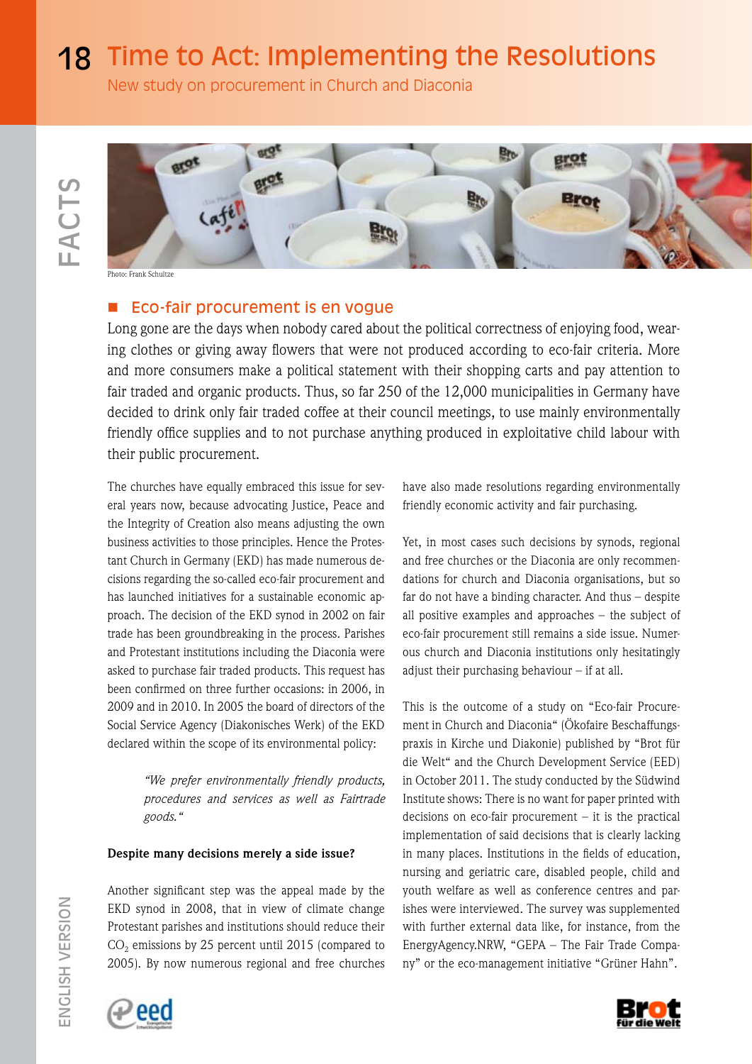# Time to Act: Implementing the Resolutions

New study on procurement in Church and Diaconia

Photo: Frank Schultze

## Eco-fair procurement is en vogue

Long gone are the days when nobody cared about the political correctness of enjoying food, wearing clothes or giving away flowers that were not produced according to eco-fair criteria. More and more consumers make a political statement with their shopping carts and pay attention to fair traded and organic products. Thus, so far 250 of the 12,000 municipalities in Germany have decided to drink only fair traded coffee at their council meetings, to use mainly environmentally friendly office supplies and to not purchase anything produced in exploitative child labour with their public procurement.

The churches have equally embraced this issue for several years now, because advocating Justice, Peace and the Integrity of Creation also means adjusting the own business activities to those principles. Hence the Protestant Church in Germany (EKD) has made numerous decisions regarding the so-called eco-fair procurement and has launched initiatives for a sustainable economic approach. The decision of the EKD synod in 2002 on fair trade has been groundbreaking in the process. Parishes and Protestant institutions including the Diaconia were asked to purchase fair traded products. This request has been confirmed on three further occasions: in 2006, in 2009 and in 2010. In 2005 the board of directors of the Social Service Agency (Diakonisches Werk) of the EKD declared within the scope of its environmental policy:

> *"We prefer environmentally friendly products, procedures and services as well as Fairtrade goods."*

**Despite many decisions merely a side issue?**

Another significant step was the appeal made by the EKD synod in 2008, that in view of climate change Protestant parishes and institutions should reduce their $CO_2$ emissions by 25 percent until 2015 (compared to 2005). By now numerous regional and free churches have also made resolutions regarding environmentally friendly economic activity and fair purchasing.

Yet, in most cases such decisions by synods, regional and free churches or the Diaconia are only recommendations for church and Diaconia organisations, but so far do not have a binding character. And thus – despite all positive examples and approaches – the subject of eco-fair procurement still remains a side issue. Numerous church and Diaconia institutions only hesitatingly adjust their purchasing behaviour – if at all.

This is the outcome of a study on "Eco-fair Procurement in Church and Diaconia" (Ökofaire Beschaffungspraxis in Kirche und Diakonie) published by "Brot für die Welt" and the Church Development Service (EED) in October 2011. The study conducted by the Südwind Institute shows: There is no want for paper printed with decisions on eco-fair procurement – it is the practical implementation of said decisions that is clearly lacking in many places. Institutions in the fields of education, nursing and geriatric care, disabled people, child and youth welfare as well as conference centres and parishes were interviewed. The survey was supplemented with further external data like, for instance, from the EnergyAgency.NRW, "GEPA – The Fair Trade Company" or the eco-management initiative "Grüner Hahn".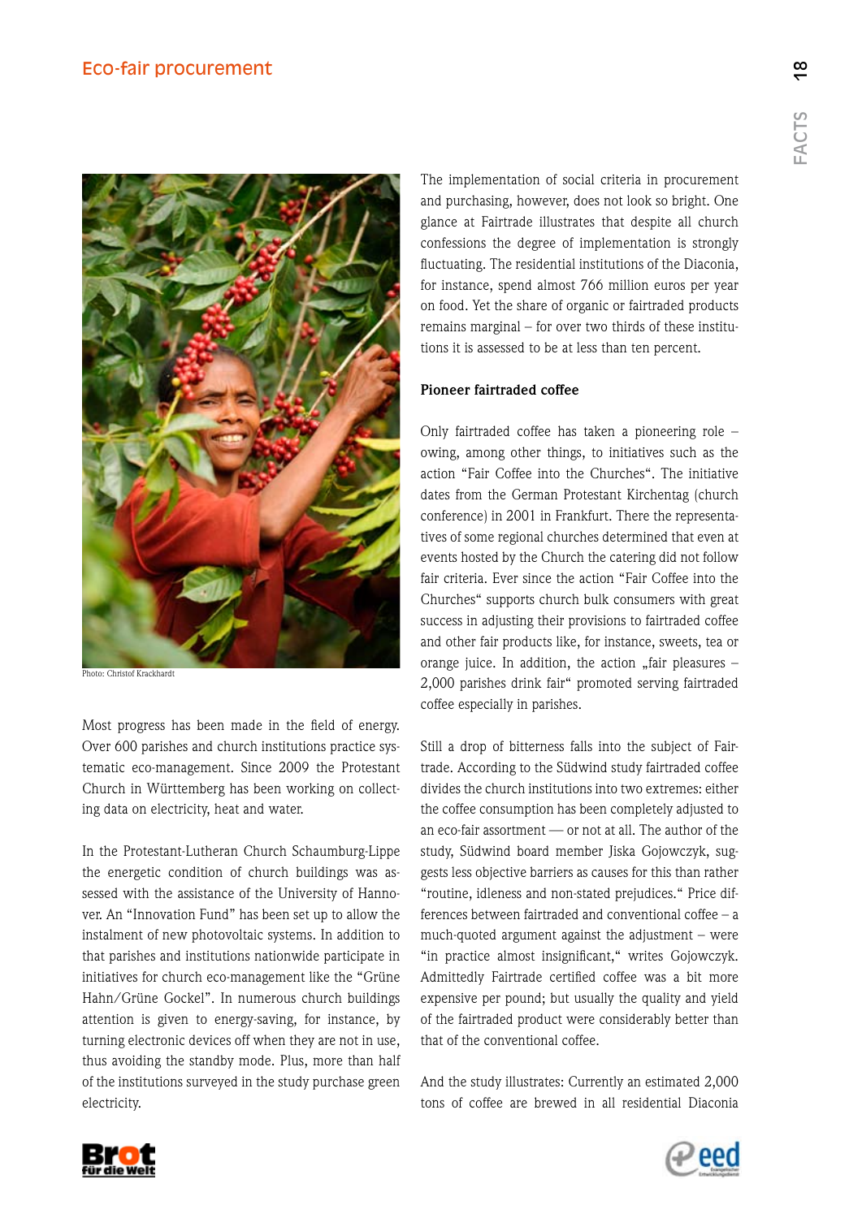## Eco-fair procurement

Photo: Christof Krackhardt

Most progress has been made in the field of energy. Over 600 parishes and church institutions practice systematic eco-management. Since 2009 the Protestant Church in Württemberg has been working on collecting data on electricity, heat and water.

In the Protestant-Lutheran Church Schaumburg-Lippe the energetic condition of church buildings was assessed with the assistance of the University of Hannover. An "Innovation Fund" has been set up to allow the instalment of new photovoltaic systems. In addition to that parishes and institutions nationwide participate in initiatives for church eco-management like the "Grüne Hahn/Grüne Gockel". In numerous church buildings attention is given to energy-saving, for instance, by turning electronic devices off when they are not in use, thus avoiding the standby mode. Plus, more than half of the institutions surveyed in the study purchase green electricity.

The implementation of social criteria in procurement and purchasing, however, does not look so bright. One glance at Fairtrade illustrates that despite all church confessions the degree of implementation is strongly fluctuating. The residential institutions of the Diaconia, for instance, spend almost 766 million euros per year on food. Yet the share of organic or fairtraded products remains marginal – for over two thirds of these institutions it is assessed to be at less than ten percent.

**Pioneer fairtraded coffee**

Only fairtraded coffee has taken a pioneering role – owing, among other things, to initiatives such as the action "Fair Coffee into the Churches". The initiative dates from the German Protestant Kirchentag (church conference) in 2001 in Frankfurt. There the representatives of some regional churches determined that even at events hosted by the Church the catering did not follow fair criteria. Ever since the action "Fair Coffee into the Churches" supports church bulk consumers with great success in adjusting their provisions to fairtraded coffee and other fair products like, for instance, sweets, tea or orange juice. In addition, the action „fair pleasures – 2,000 parishes drink fair" promoted serving fairtraded coffee especially in parishes.

Still a drop of bitterness falls into the subject of Fairtrade. According to the Südwind study fairtraded coffee divides the church institutions into two extremes: either the coffee consumption has been completely adjusted to an eco-fair assortment — or not at all. The author of the study, Südwind board member Jiska Gojowczyk, suggests less objective barriers as causes for this than rather "routine, idleness and non-stated prejudices." Price differences between fairtraded and conventional coffee – a much-quoted argument against the adjustment – were "in practice almost insignificant," writes Gojowczyk. Admittedly Fairtrade certified coffee was a bit more expensive per pound; but usually the quality and yield of the fairtraded product were considerably better than that of the conventional coffee.

And the study illustrates: Currently an estimated 2,000 tons of coffee are brewed in all residential Diaconia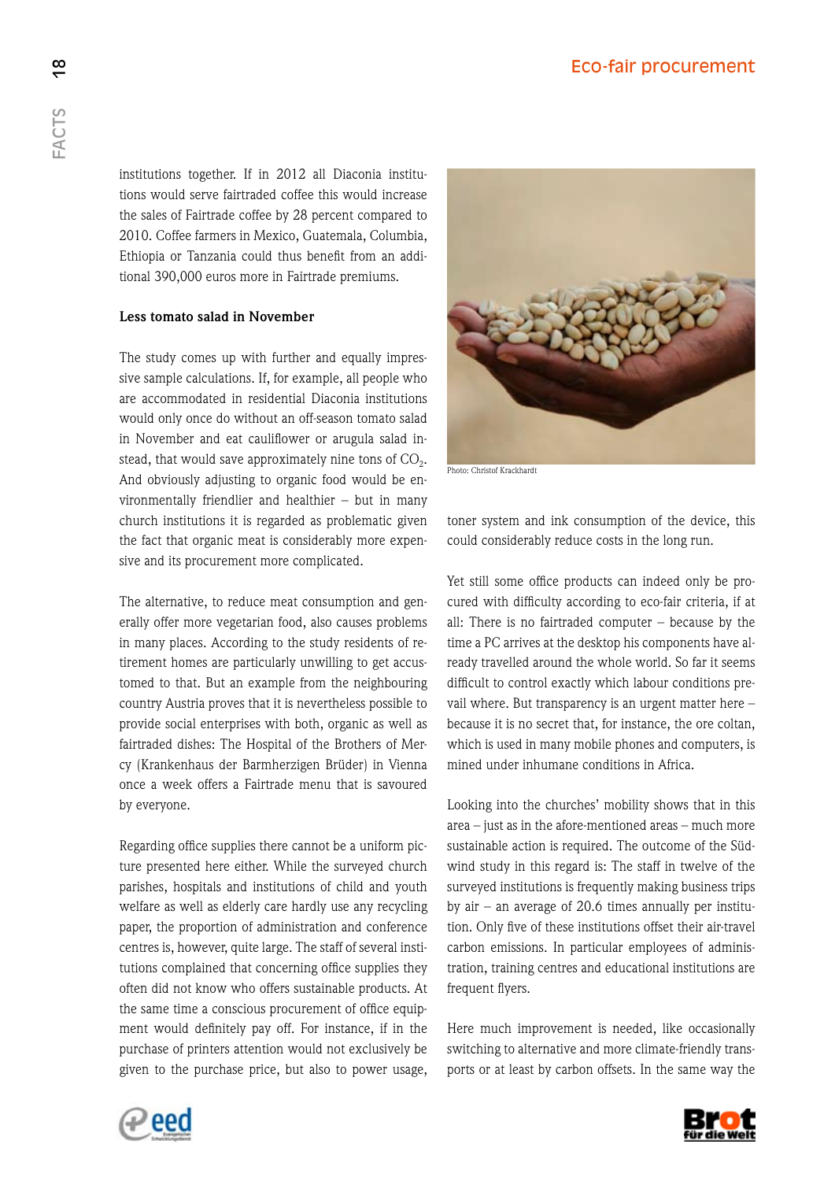institutions together. If in 2012 all Diaconia institutions would serve fairtraded coffee this would increase the sales of Fairtrade coffee by 28 percent compared to 2010. Coffee farmers in Mexico, Guatemala, Columbia, Ethiopia or Tanzania could thus benefit from an additional 390,000 euros more in Fairtrade premiums.

**Less tomato salad in November**

The study comes up with further and equally impressive sample calculations. If, for example, all people who are accommodated in residential Diaconia institutions would only once do without an off-season tomato salad in November and eat cauliflower or arugula salad instead, that would save approximately nine tons of $CO_2$. And obviously adjusting to organic food would be environmentally friendlier and healthier – but in many church institutions it is regarded as problematic given the fact that organic meat is considerably more expensive and its procurement more complicated.

The alternative, to reduce meat consumption and generally offer more vegetarian food, also causes problems in many places. According to the study residents of retirement homes are particularly unwilling to get accustomed to that. But an example from the neighbouring country Austria proves that it is nevertheless possible to provide social enterprises with both, organic as well as fairtraded dishes: The Hospital of the Brothers of Mercy (Krankenhaus der Barmherzigen Brüder) in Vienna once a week offers a Fairtrade menu that is savoured by everyone.

Regarding office supplies there cannot be a uniform picture presented here either. While the surveyed church parishes, hospitals and institutions of child and youth welfare as well as elderly care hardly use any recycling paper, the proportion of administration and conference centres is, however, quite large. The staff of several institutions complained that concerning office supplies they often did not know who offers sustainable products. At the same time a conscious procurement of office equipment would definitely pay off. For instance, if in the purchase of printers attention would not exclusively be given to the purchase price, but also to power usage, toner system and ink consumption of the device, this could considerably reduce costs in the long run.

Photo: Christof Krackhardt

Yet still some office products can indeed only be procured with difficulty according to eco-fair criteria, if at all: There is no fairtraded computer – because by the time a PC arrives at the desktop his components have already travelled around the whole world. So far it seems difficult to control exactly which labour conditions prevail where. But transparency is an urgent matter here – because it is no secret that, for instance, the ore coltan, which is used in many mobile phones and computers, is mined under inhumane conditions in Africa.

Looking into the churches' mobility shows that in this area – just as in the afore-mentioned areas – much more sustainable action is required. The outcome of the Südwind study in this regard is: The staff in twelve of the surveyed institutions is frequently making business trips by air – an average of 20.6 times annually per institution. Only five of these institutions offset their air-travel carbon emissions. In particular employees of administration, training centres and educational institutions are frequent flyers.

Here much improvement is needed, like occasionally switching to alternative and more climate-friendly transports or at least by carbon offsets. In the same way the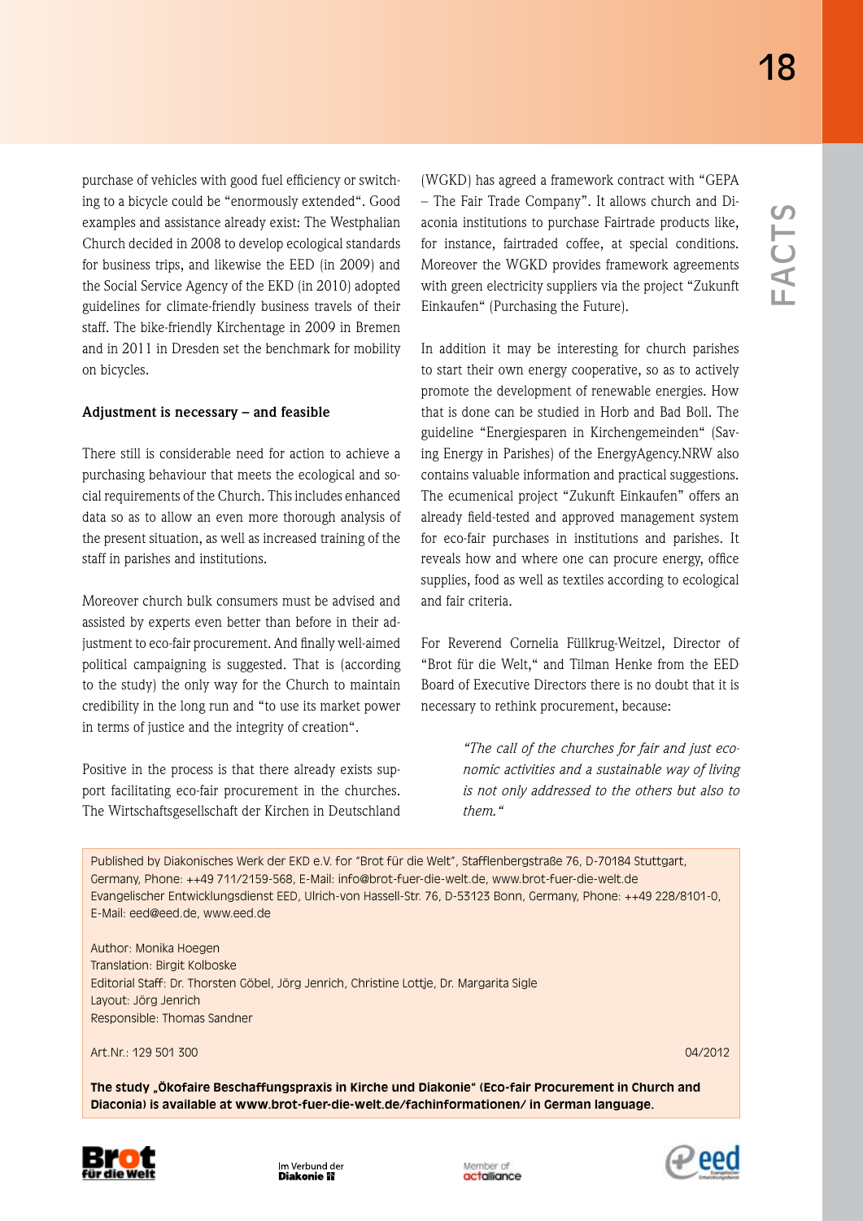purchase of vehicles with good fuel efficiency or switching to a bicycle could be "enormously extended". Good examples and assistance already exist: The Westphalian Church decided in 2008 to develop ecological standards for business trips, and likewise the EED (in 2009) and the Social Service Agency of the EKD (in 2010) adopted guidelines for climate-friendly business travels of their staff. The bike-friendly Kirchentage in 2009 in Bremen and in 2011 in Dresden set the benchmark for mobility on bicycles.

**Adjustment is necessary – and feasible**

There still is considerable need for action to achieve a purchasing behaviour that meets the ecological and social requirements of the Church. This includes enhanced data so as to allow an even more thorough analysis of the present situation, as well as increased training of the staff in parishes and institutions.

Moreover church bulk consumers must be advised and assisted by experts even better than before in their adjustment to eco-fair procurement. And finally well-aimed political campaigning is suggested. That is (according to the study) the only way for the Church to maintain credibility in the long run and "to use its market power in terms of justice and the integrity of creation".

Positive in the process is that there already exists support facilitating eco-fair procurement in the churches. The Wirtschaftsgesellschaft der Kirchen in Deutschland (WGKD) has agreed a framework contract with "GEPA – The Fair Trade Company". It allows church and Diaconia institutions to purchase Fairtrade products like, for instance, fairtraded coffee, at special conditions. Moreover the WGKD provides framework agreements with green electricity suppliers via the project "Zukunft Einkaufen" (Purchasing the Future).

In addition it may be interesting for church parishes to start their own energy cooperative, so as to actively promote the development of renewable energies. How that is done can be studied in Horb and Bad Boll. The guideline "Energiesparen in Kirchengemeinden" (Saving Energy in Parishes) of the EnergyAgency.NRW also contains valuable information and practical suggestions. The ecumenical project "Zukunft Einkaufen" offers an already field-tested and approved management system for eco-fair purchases in institutions and parishes. It reveals how and where one can procure energy, office supplies, food as well as textiles according to ecological and fair criteria.

For Reverend Cornelia Füllkrug-Weitzel, Director of "Brot für die Welt," and Tilman Henke from the EED Board of Executive Directors there is no doubt that it is necessary to rethink procurement, because:

> *"The call of the churches for fair and just economic activities and a sustainable way of living is not only addressed to the others but also to them."*

Published by Diakonisches Werk der EKD e.V. for "Brot für die Welt", Stafflenbergstraße 76, D-70184 Stuttgart, Germany, Phone: ++49 711/2159-568, E-Mail: info@brot-fuer-die-welt.de, www.brot-fuer-die-welt.de
Evangelischer Entwicklungsdienst EED, Ulrich-von Hassell-Str. 76, D-53123 Bonn, Germany, Phone: ++49 228/8101-0, E-Mail: eed@eed.de, www.eed.de

Author: Monika Hoegen
Translation: Birgit Kolboske
Editorial Staff: Dr. Thorsten Göbel, Jörg Jenrich, Christine Lottje, Dr. Margarita Sigle
Layout: Jörg Jenrich
Responsible: Thomas Sandner

Art.Nr.: 129 501 300 04/2012

**The study „Ökofaire Beschaffungspraxis in Kirche und Diakonie" (Eco-fair Procurement in Church and Diaconia) is available at www.brot-fuer-die-welt.de/fachinformationen/ in German language.**

Brot für die Welt

Im Verbund der Diakonie

Member of actalliance

eed Evangelischer Entwicklungsdienst